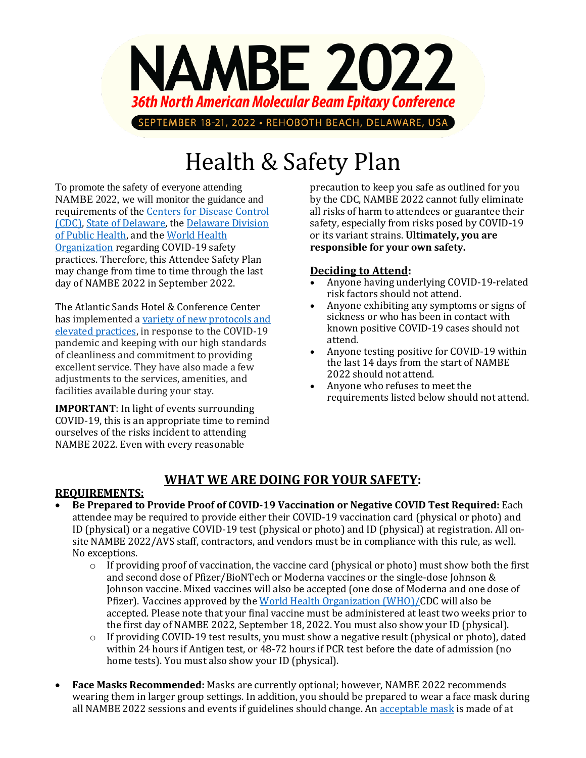# NAMBE 2022

**36th North American Molecular Beam Epitaxy Conference**

SEPTEMBER 18-21, 2022 • REHOBOTH BEACH, DELAWARE, USA

# Health & Safety Plan

To promote the safety of everyone attending NAMBE 2022, we will monitor the guidance and requirements of the Centers for Disease Control (CDC), State of Delaware, the Delaware Division of Public Health, and the World Health Organization regarding COVID-19 safety practices. Therefore, this Attendee Safety Plan may change from time to time through the last day of NAMBE 2022 in September 2022.

The Atlantic Sands Hotel & Conference Center has implemented a variety of new protocols and elevated practices, in response to the COVID-19 pandemic and keeping with our high standards of cleanliness and commitment to providing excellent service. They have also made a few adjustments to the services, amenities, and facilities available during your stay.

**IMPORTANT**: In light of events surrounding COVID-19, this is an appropriate time to remind ourselves of the risks incident to attending NAMBE 2022. Even with every reasonable precaution to keep you safe as outlined for you by the CDC, NAMBE 2022 cannot fully eliminate all risks of harm to attendees or guarantee their safety, especially from risks posed by COVID-19 or its variant strains. **Ultimately, you are responsible for your own safety.**

## Deciding to Attend:

- Anyone having underlying COVID-19-related risk factors should not attend.
- Anyone exhibiting any symptoms or signs of sickness or who has been in contact with known positive COVID-19 cases should not attend.
- Anyone testing positive for COVID-19 within the last 14 days from the start of NAMBE 2022 should not attend.
- Anyone who refuses to meet the requirements listed below should not attend.

## WHAT WE ARE DOING FOR YOUR SAFETY:

### REQUIREMENTS:

- **Be Prepared to Provide Proof of COVID-19 Vaccination or Negative COVID Test Required:** Each attendee may be required to provide either their COVID-19 vaccination card (physical or photo) and ID (physical) or a negative COVID-19 test (physical or photo) and ID (physical) at registration. All on-site NAMBE 2022/AVS staff, contractors, and vendors must be in compliance with this rule, as well. No exceptions.
  - If providing proof of vaccination, the vaccine card (physical or photo) must show both the first and second dose of Pfizer/BioNTech or Moderna vaccines or the single-dose Johnson & Johnson vaccine. Mixed vaccines will also be accepted (one dose of Moderna and one dose of Pfizer). Vaccines approved by the World Health Organization (WHO)/CDC will also be accepted. Please note that your final vaccine must be administered at least two weeks prior to the first day of NAMBE 2022, September 18, 2022. You must also show your ID (physical).
  - If providing COVID-19 test results, you must show a negative result (physical or photo), dated within 24 hours if Antigen test, or 48-72 hours if PCR test before the date of admission (no home tests). You must also show your ID (physical).

- **Face Masks Recommended:** Masks are currently optional; however, NAMBE 2022 recommends wearing them in larger group settings. In addition, you should be prepared to wear a face mask during all NAMBE 2022 sessions and events if guidelines should change. An acceptable mask is made of at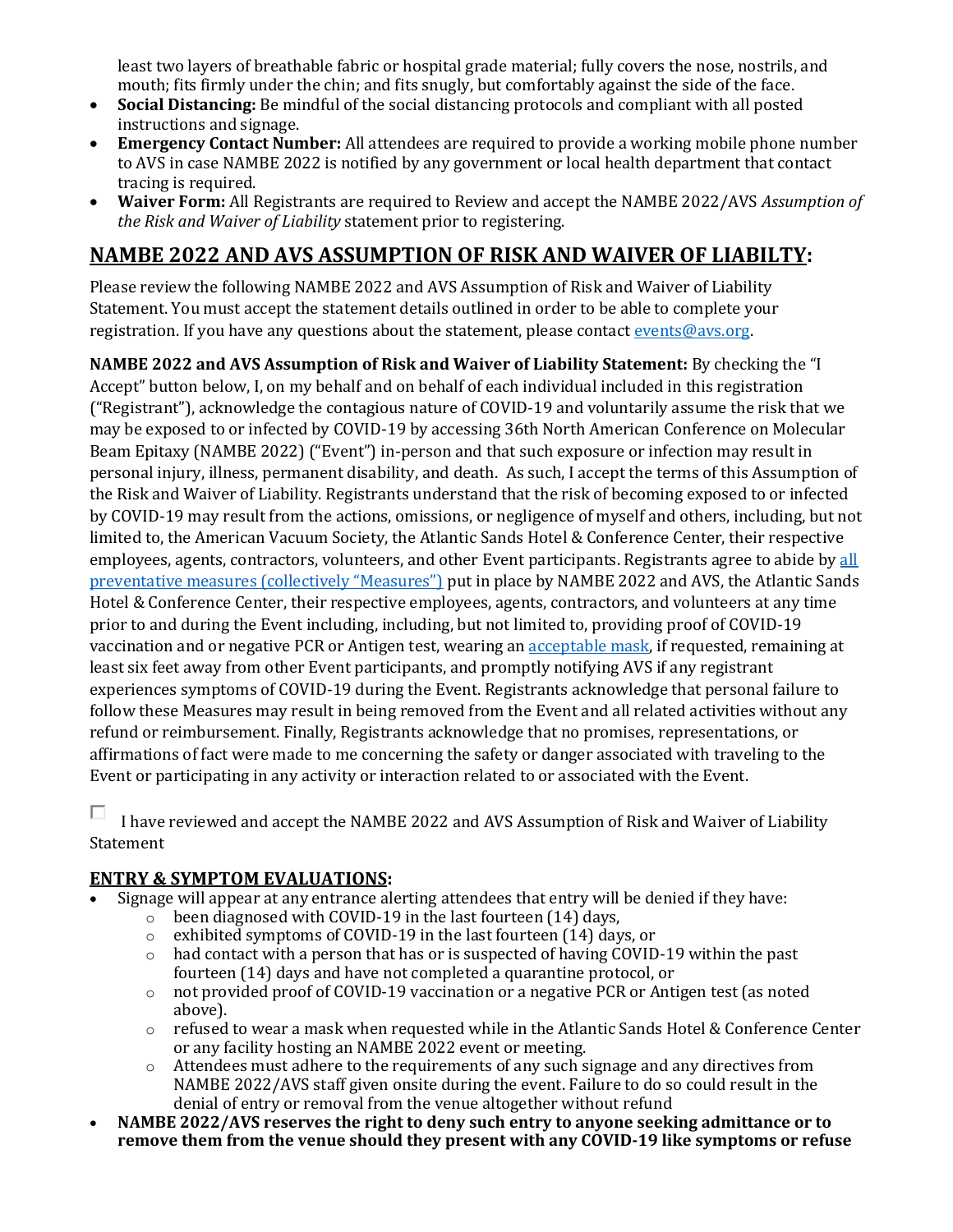least two layers of breathable fabric or hospital grade material; fully covers the nose, nostrils, and mouth; fits firmly under the chin; and fits snugly, but comfortably against the side of the face.

- **Social Distancing:** Be mindful of the social distancing protocols and compliant with all posted instructions and signage.
- **Emergency Contact Number:** All attendees are required to provide a working mobile phone number to AVS in case NAMBE 2022 is notified by any government or local health department that contact tracing is required.
- **Waiver Form:** All Registrants are required to Review and accept the NAMBE 2022/AVS *Assumption of the Risk and Waiver of Liability* statement prior to registering.

## NAMBE 2022 AND AVS ASSUMPTION OF RISK AND WAIVER OF LIABILTY:

Please review the following NAMBE 2022 and AVS Assumption of Risk and Waiver of Liability Statement. You must accept the statement details outlined in order to be able to complete your registration. If you have any questions about the statement, please contact [events@avs.org](mailto:events@avs.org).

**NAMBE 2022 and AVS Assumption of Risk and Waiver of Liability Statement:** By checking the "I Accept" button below, I, on my behalf and on behalf of each individual included in this registration ("Registrant"), acknowledge the contagious nature of COVID-19 and voluntarily assume the risk that we may be exposed to or infected by COVID-19 by accessing 36th North American Conference on Molecular Beam Epitaxy (NAMBE 2022) ("Event") in-person and that such exposure or infection may result in personal injury, illness, permanent disability, and death. As such, I accept the terms of this Assumption of the Risk and Waiver of Liability. Registrants understand that the risk of becoming exposed to or infected by COVID-19 may result from the actions, omissions, or negligence of myself and others, including, but not limited to, the American Vacuum Society, the Atlantic Sands Hotel & Conference Center, their respective employees, agents, contractors, volunteers, and other Event participants. Registrants agree to abide by all preventative measures (collectively "Measures") put in place by NAMBE 2022 and AVS, the Atlantic Sands Hotel & Conference Center, their respective employees, agents, contractors, and volunteers at any time prior to and during the Event including, including, but not limited to, providing proof of COVID-19 vaccination and or negative PCR or Antigen test, wearing an acceptable mask, if requested, remaining at least six feet away from other Event participants, and promptly notifying AVS if any registrant experiences symptoms of COVID-19 during the Event. Registrants acknowledge that personal failure to follow these Measures may result in being removed from the Event and all related activities without any refund or reimbursement. Finally, Registrants acknowledge that no promises, representations, or affirmations of fact were made to me concerning the safety or danger associated with traveling to the Event or participating in any activity or interaction related to or associated with the Event.

☐ I have reviewed and accept the NAMBE 2022 and AVS Assumption of Risk and Waiver of Liability Statement

## ENTRY & SYMPTOM EVALUATIONS:

- Signage will appear at any entrance alerting attendees that entry will be denied if they have:
  - been diagnosed with COVID-19 in the last fourteen (14) days,
  - exhibited symptoms of COVID-19 in the last fourteen (14) days, or
  - had contact with a person that has or is suspected of having COVID-19 within the past fourteen (14) days and have not completed a quarantine protocol, or
  - not provided proof of COVID-19 vaccination or a negative PCR or Antigen test (as noted above).
  - refused to wear a mask when requested while in the Atlantic Sands Hotel & Conference Center or any facility hosting an NAMBE 2022 event or meeting.
  - Attendees must adhere to the requirements of any such signage and any directives from NAMBE 2022/AVS staff given onsite during the event. Failure to do so could result in the denial of entry or removal from the venue altogether without refund
- **NAMBE 2022/AVS reserves the right to deny such entry to anyone seeking admittance or to remove them from the venue should they present with any COVID-19 like symptoms or refuse**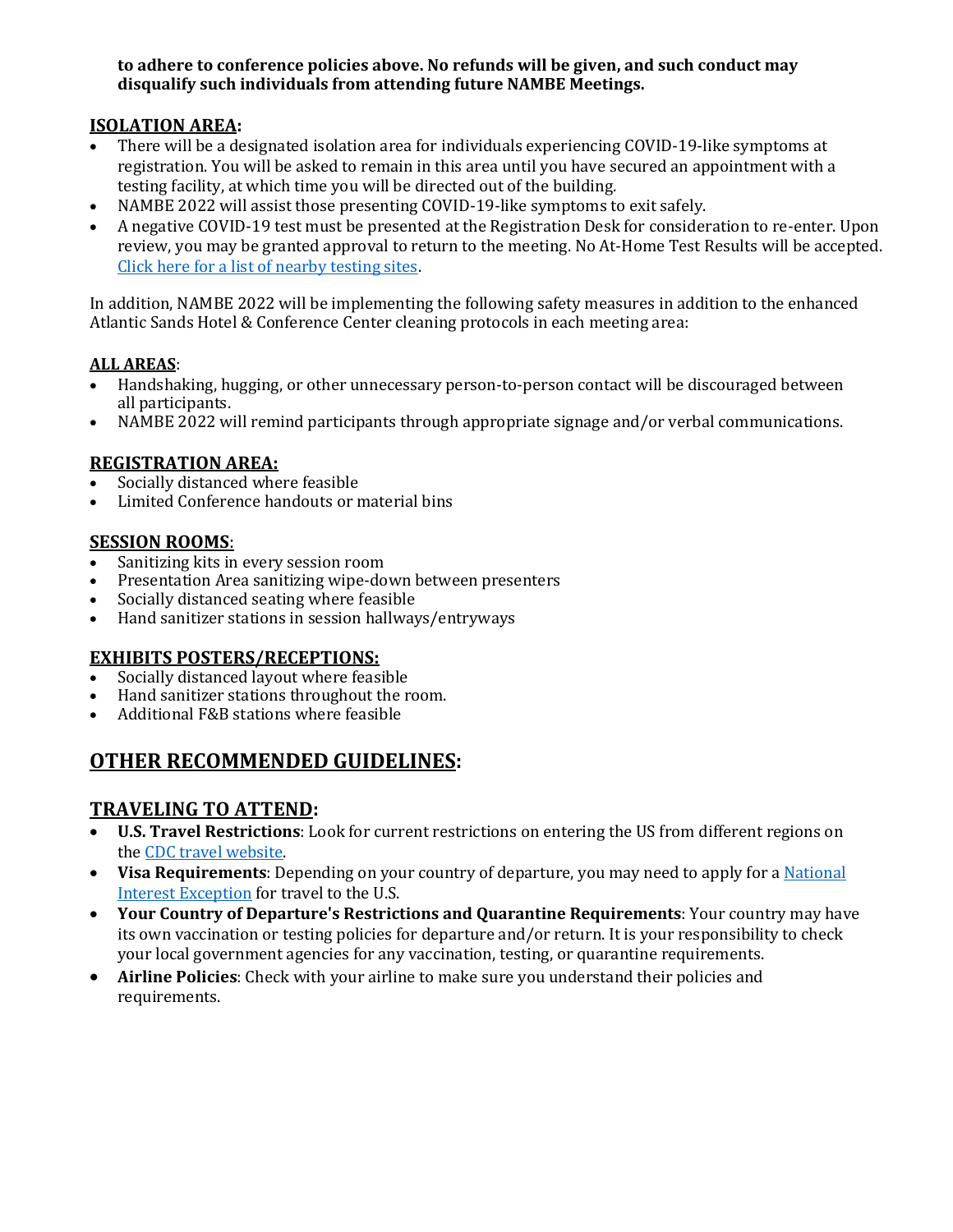**to adhere to conference policies above. No refunds will be given, and such conduct may disqualify such individuals from attending future NAMBE Meetings.**

## ISOLATION AREA:

- There will be a designated isolation area for individuals experiencing COVID-19-like symptoms at registration. You will be asked to remain in this area until you have secured an appointment with a testing facility, at which time you will be directed out of the building.
- NAMBE 2022 will assist those presenting COVID-19-like symptoms to exit safely.
- A negative COVID-19 test must be presented at the Registration Desk for consideration to re-enter. Upon review, you may be granted approval to return to the meeting. No At-Home Test Results will be accepted. Click here for a list of nearby testing sites.

In addition, NAMBE 2022 will be implementing the following safety measures in addition to the enhanced Atlantic Sands Hotel & Conference Center cleaning protocols in each meeting area:

## ALL AREAS:

- Handshaking, hugging, or other unnecessary person-to-person contact will be discouraged between all participants.
- NAMBE 2022 will remind participants through appropriate signage and/or verbal communications.

## REGISTRATION AREA:

- Socially distanced where feasible
- Limited Conference handouts or material bins

## SESSION ROOMS:

- Sanitizing kits in every session room
- Presentation Area sanitizing wipe-down between presenters
- Socially distanced seating where feasible
- Hand sanitizer stations in session hallways/entryways

## EXHIBITS POSTERS/RECEPTIONS:

- Socially distanced layout where feasible
- Hand sanitizer stations throughout the room.
- Additional F&B stations where feasible

# OTHER RECOMMENDED GUIDELINES:

## TRAVELING TO ATTEND:

- **U.S. Travel Restrictions**: Look for current restrictions on entering the US from different regions on the CDC travel website.
- **Visa Requirements**: Depending on your country of departure, you may need to apply for a National Interest Exception for travel to the U.S.
- **Your Country of Departure's Restrictions and Quarantine Requirements**: Your country may have its own vaccination or testing policies for departure and/or return. It is your responsibility to check your local government agencies for any vaccination, testing, or quarantine requirements.
- **Airline Policies**: Check with your airline to make sure you understand their policies and requirements.